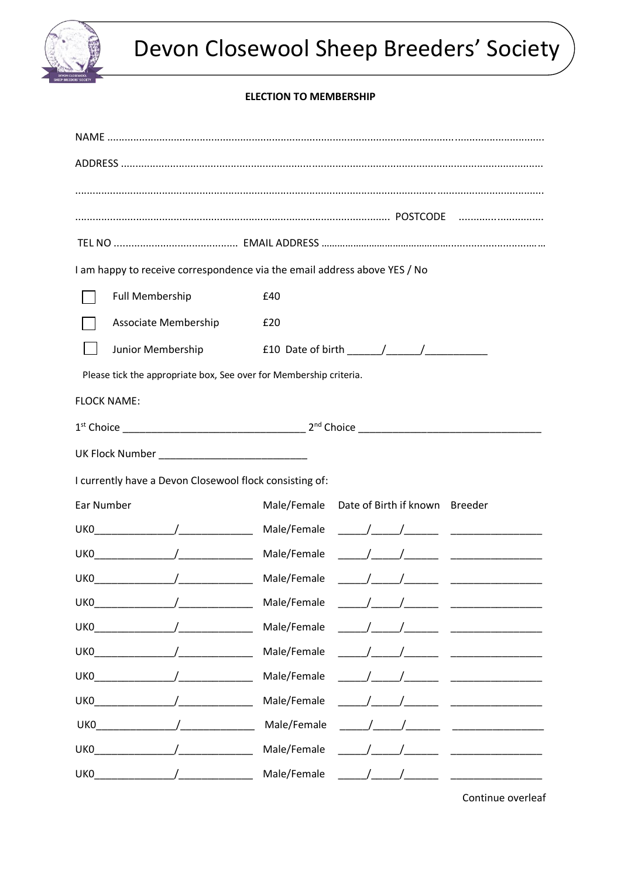# Devon Closewool Sheep Breeders' Society

**ELECTION TO MEMBERSHIP**

NAME ..........................................................................................................................................................

ADDRESS ....................................................................................................................................................

.......................................................................................................................................................................

....................................................................................................... POSTCODE ..............................

TEL NO ........................................... EMAIL ADDRESS ...........................................................................

I am happy to receive correspondence via the email address above YES / No

| | | |
|---|---|---|
| ☐ | Full Membership | £40 |
| ☐ | Associate Membership | £20 |
| ☐ | Junior Membership | £10 Date of birth ______/______/___________ |

Please tick the appropriate box, See over for Membership criteria.

FLOCK NAME:

1st Choice ________________________________ 2nd Choice ________________________________

UK Flock Number __________________________

I currently have a Devon Closewool flock consisting of:

| Ear Number | Male/Female | Date of Birth if known | Breeder |
|---|---|---|---|
| UK0______________/_____________ | Male/Female | _____/_____/______ | ________________ |
| UK0______________/_____________ | Male/Female | _____/_____/______ | ________________ |
| UK0______________/_____________ | Male/Female | _____/_____/______ | ________________ |
| UK0______________/_____________ | Male/Female | _____/_____/______ | ________________ |
| UK0______________/_____________ | Male/Female | _____/_____/______ | ________________ |
| UK0______________/_____________ | Male/Female | _____/_____/______ | ________________ |
| UK0______________/_____________ | Male/Female | _____/_____/______ | ________________ |
| UK0______________/_____________ | Male/Female | _____/_____/______ | ________________ |
| UK0______________/_____________ | Male/Female | _____/_____/______ | ________________ |
| UK0______________/_____________ | Male/Female | _____/_____/______ | ________________ |
| UK0______________/_____________ | Male/Female | _____/_____/______ | ________________ |

Continue overleaf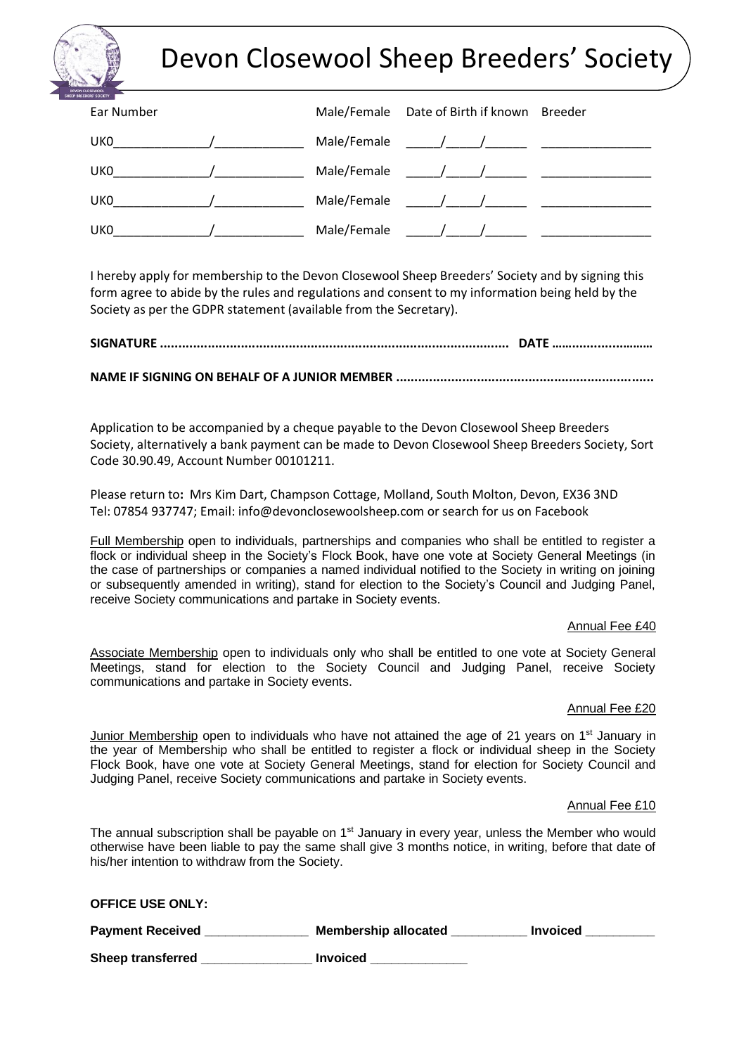# Devon Closewool Sheep Breeders' Society

| Ear Number | Male/Female | Date of Birth if known | Breeder |
|---|---|---|---|
| UK0______________/_____________ | Male/Female | _____/_____/______ | ________________ |
| UK0______________/_____________ | Male/Female | _____/_____/______ | ________________ |
| UK0______________/_____________ | Male/Female | _____/_____/______ | ________________ |
| UK0______________/_____________ | Male/Female | _____/_____/______ | ________________ |

I hereby apply for membership to the Devon Closewool Sheep Breeders' Society and by signing this form agree to abide by the rules and regulations and consent to my information being held by the Society as per the GDPR statement (available from the Secretary).

**SIGNATURE ............................................................................................ DATE ..........................**

**NAME IF SIGNING ON BEHALF OF A JUNIOR MEMBER ....................................................................**

Application to be accompanied by a cheque payable to the Devon Closewool Sheep Breeders Society, alternatively a bank payment can be made to Devon Closewool Sheep Breeders Society, Sort Code 30.90.49, Account Number 00101211.

Please return to**:** Mrs Kim Dart, Champson Cottage, Molland, South Molton, Devon, EX36 3ND
Tel: 07854 937747; Email: info@devonclosewoolsheep.com or search for us on Facebook

Full Membership open to individuals, partnerships and companies who shall be entitled to register a flock or individual sheep in the Society's Flock Book, have one vote at Society General Meetings (in the case of partnerships or companies a named individual notified to the Society in writing on joining or subsequently amended in writing), stand for election to the Society's Council and Judging Panel, receive Society communications and partake in Society events.

Annual Fee £40

Associate Membership open to individuals only who shall be entitled to one vote at Society General Meetings, stand for election to the Society Council and Judging Panel, receive Society communications and partake in Society events.

Annual Fee £20

Junior Membership open to individuals who have not attained the age of 21 years on 1st January in the year of Membership who shall be entitled to register a flock or individual sheep in the Society Flock Book, have one vote at Society General Meetings, stand for election for Society Council and Judging Panel, receive Society communications and partake in Society events.

Annual Fee £10

The annual subscription shall be payable on 1st January in every year, unless the Member who would otherwise have been liable to pay the same shall give 3 months notice, in writing, before that date of his/her intention to withdraw from the Society.

**OFFICE USE ONLY:**

**Payment Received** _______________ **Membership allocated** ___________ **Invoiced** __________

**Sheep transferred** ________________ **Invoiced** ______________